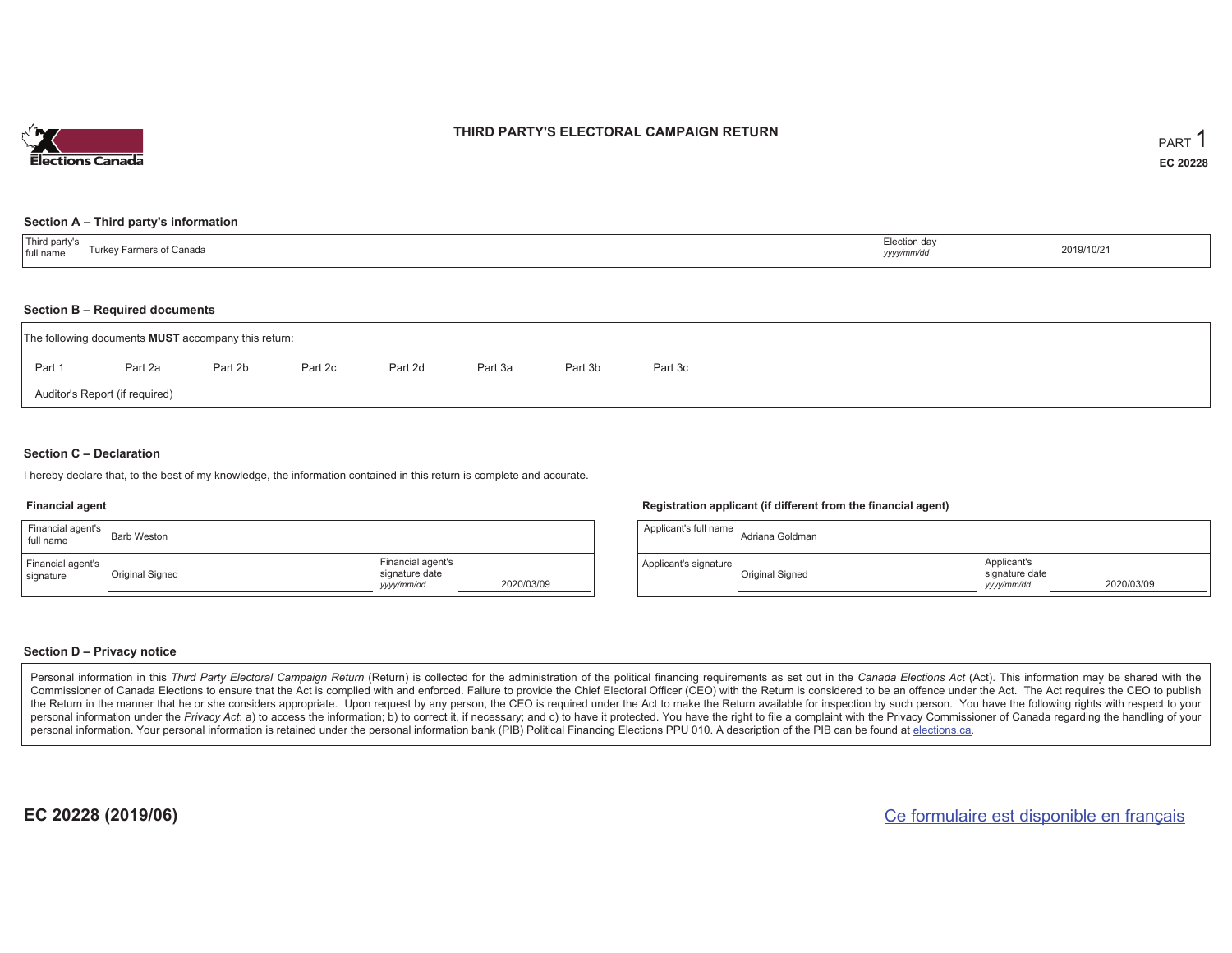# THIRD PARTY'S ELECTORAL CAMPAIGN RETURN

PART 1

EC 20228

## Section A – Third party's information

| Third party's full name | Turkey Farmers of Canada | Election day *yyyy/mm/dd* | 2019/10/21 |
|---|---|---|---|

## Section B – Required documents

The following documents **MUST** accompany this return:

Part 1 Part 2a Part 2b Part 2c Part 2d Part 3a Part 3b Part 3c

Auditor's Report (if required)

## Section C – Declaration

I hereby declare that, to the best of my knowledge, the information contained in this return is complete and accurate.

### Financial agent

| Financial agent's full name | Barb Weston | | |
|---|---|---|---|
| Financial agent's signature | Original Signed | Financial agent's signature date *yyyy/mm/dd* | 2020/03/09 |

### Registration applicant (if different from the financial agent)

| Applicant's full name | Adriana Goldman | | |
|---|---|---|---|
| Applicant's signature | Original Signed | Applicant's signature date *yyyy/mm/dd* | 2020/03/09 |

## Section D – Privacy notice

Personal information in this *Third Party Electoral Campaign Return* (Return) is collected for the administration of the political financing requirements as set out in the *Canada Elections Act* (Act). This information may be shared with the Commissioner of Canada Elections to ensure that the Act is complied with and enforced. Failure to provide the Chief Electoral Officer (CEO) with the Return is considered to be an offence under the Act. The Act requires the CEO to publish the Return in the manner that he or she considers appropriate. Upon request by any person, the CEO is required under the Act to make the Return available for inspection by such person. You have the following rights with respect to your personal information under the *Privacy Act*: a) to access the information; b) to correct it, if necessary; and c) to have it protected. You have the right to file a complaint with the Privacy Commissioner of Canada regarding the handling of your personal information. Your personal information is retained under the personal information bank (PIB) Political Financing Elections PPU 010. A description of the PIB can be found at elections.ca.

**EC 20228 (2019/06)**

Ce formulaire est disponible en français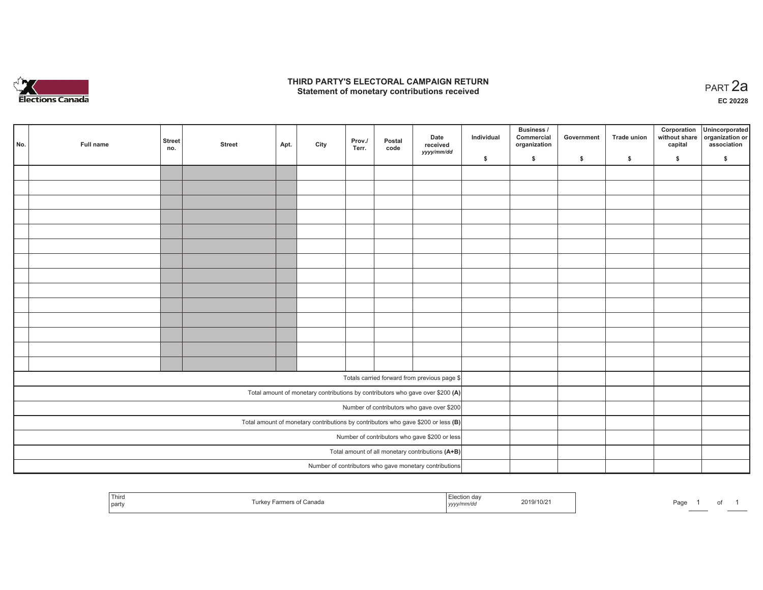# THIRD PARTY'S ELECTORAL CAMPAIGN RETURN
## Statement of monetary contributions received

PART 2a

**EC 20228**

| No. | Full name | Street no. | Street | Apt. | City | Prov./ Terr. | Postal code | Date received yyyy/mm/dd | Individual $ | Business / Commercial organization $ | Government $ | Trade union $ | Corporation without share capital $ | Unincorporated organization or association $ |
|---|---|---|---|---|---|---|---|---|---|---|---|---|---|---|
| | | | | | | | | | | | | | | |
| | | | | | | | | | | | | | | |
| | | | | | | | | | | | | | | |
| | | | | | | | | | | | | | | |
| | | | | | | | | | | | | | | |
| | | | | | | | | | | | | | | |
| | | | | | | | | | | | | | | |
| | | | | | | | | | | | | | | |
| | | | | | | | | | | | | | | |
| | | | | | | | | | | | | | | |
| | | | | | | | | | | | | | | |
| | | | | | | | | | | | | | | |
| | | | | | | | | | | | | | | |
| | | | | | | | | | | | | | | |
| Totals carried forward from previous page $ | | | | | | | | | | | | | | |
| Total amount of monetary contributions by contributors who gave over $200 **(A)** | | | | | | | | | | | | | | |
| Number of contributors who gave over $200 | | | | | | | | | | | | | | |
| Total amount of monetary contributions by contributors who gave $200 or less **(B)** | | | | | | | | | | | | | | |
| Number of contributors who gave $200 or less | | | | | | | | | | | | | | |
| Total amount of all monetary contributions **(A+B)** | | | | | | | | | | | | | | |
| Number of contributors who gave monetary contributions | | | | | | | | | | | | | | |

| Third party | Turkey Farmers of Canada | Election day yyyy/mm/dd | 2019/10/21 |
|---|---|---|---|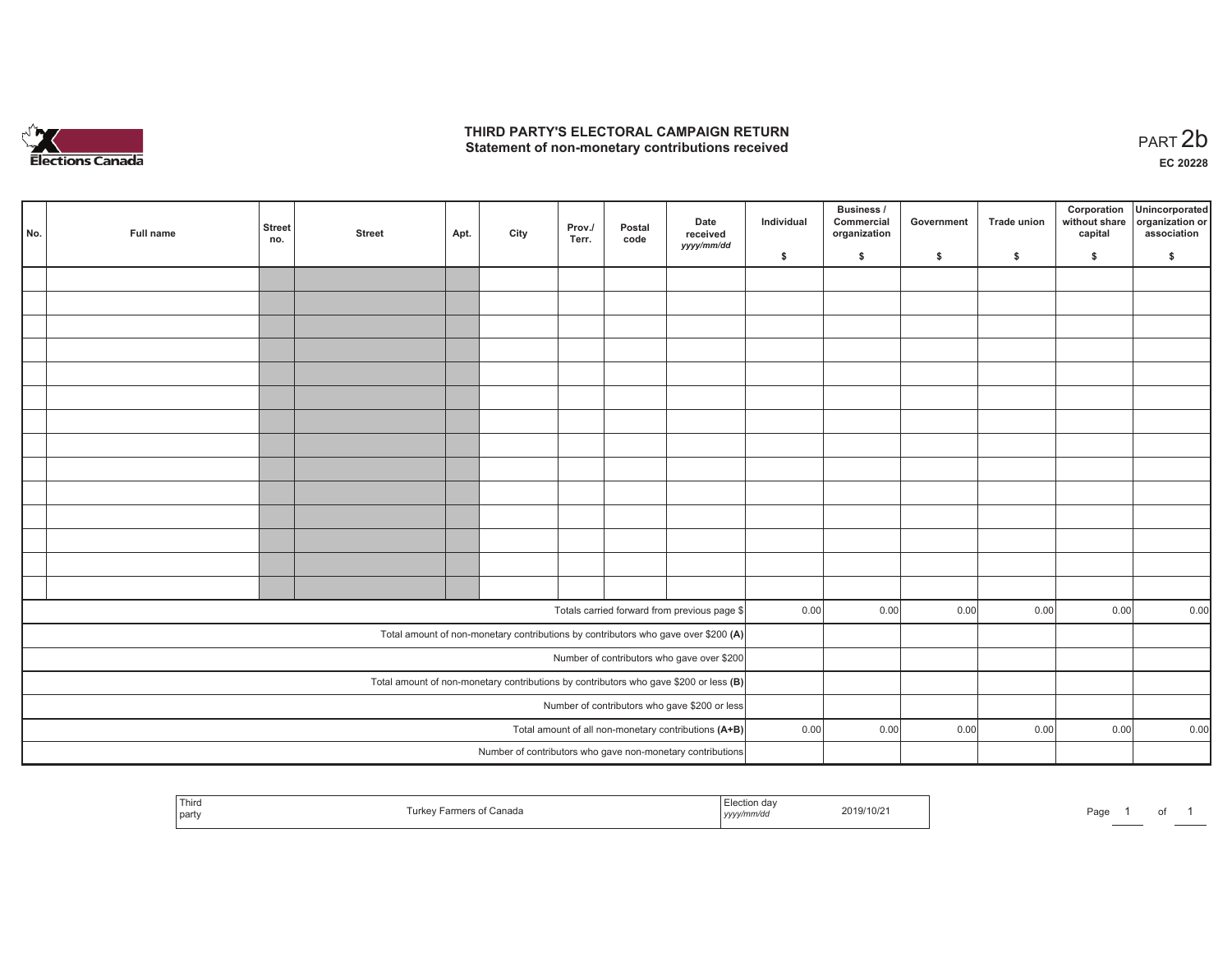# THIRD PARTY'S ELECTORAL CAMPAIGN RETURN
## Statement of non-monetary contributions received

PART 2b

EC 20228

| No. | Full name | Street no. | Street | Apt. | City | Prov./ Terr. | Postal code | Date received yyyy/mm/dd | Individual $ | Business / Commercial organization $ | Government $ | Trade union $ | Corporation without share capital $ | Unincorporated organization or association $ |
|---|---|---|---|---|---|---|---|---|---|---|---|---|---|---|
| | | | | | | | | | | | | | | |
| | | | | | | | | | | | | | | |
| | | | | | | | | | | | | | | |
| | | | | | | | | | | | | | | |
| | | | | | | | | | | | | | | |
| | | | | | | | | | | | | | | |
| | | | | | | | | | | | | | | |
| | | | | | | | | | | | | | | |
| | | | | | | | | | | | | | | |
| | | | | | | | | | | | | | | |
| | | | | | | | | | | | | | | |
| | | | | | | | | | | | | | | |
| | | | | | | | | | | | | | | |
| | | | | | | | | | | | | | | |
| Totals carried forward from previous page $ | | | | | | | | | 0.00 | 0.00 | 0.00 | 0.00 | 0.00 | 0.00 |
| Total amount of non-monetary contributions by contributors who gave over $200 (A) | | | | | | | | | | | | | | |
| Number of contributors who gave over $200 | | | | | | | | | | | | | | |
| Total amount of non-monetary contributions by contributors who gave $200 or less (B) | | | | | | | | | | | | | | |
| Number of contributors who gave $200 or less | | | | | | | | | | | | | | |
| Total amount of all non-monetary contributions (A+B) | | | | | | | | | 0.00 | 0.00 | 0.00 | 0.00 | 0.00 | 0.00 |
| Number of contributors who gave non-monetary contributions | | | | | | | | | | | | | | |

| Third party | Turkey Farmers of Canada | Election day yyyy/mm/dd | 2019/10/21 |
|---|---|---|---|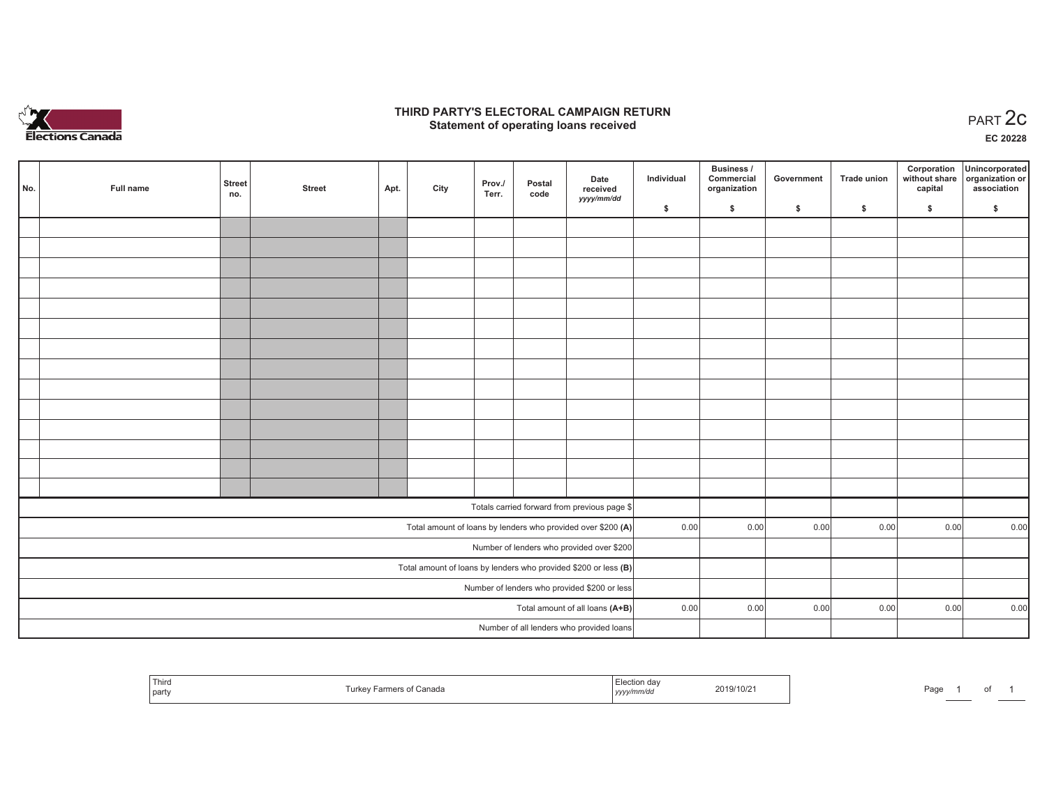Elections Canada

# THIRD PARTY'S ELECTORAL CAMPAIGN RETURN
## Statement of operating loans received

PART 2c

EC 20228

| No. | Full name | Street no. | Street | Apt. | City | Prov./ Terr. | Postal code | Date received *yyyy/mm/dd* | Individual $ | Business / Commercial organization $ | Government $ | Trade union $ | Corporation without share capital $ | Unincorporated organization or association $ |
|---|---|---|---|---|---|---|---|---|---|---|---|---|---|---|
| | | | | | | | | | | | | | | |
| | | | | | | | | | | | | | | |
| | | | | | | | | | | | | | | |
| | | | | | | | | | | | | | | |
| | | | | | | | | | | | | | | |
| | | | | | | | | | | | | | | |
| | | | | | | | | | | | | | | |
| | | | | | | | | | | | | | | |
| | | | | | | | | | | | | | | |
| | | | | | | | | | | | | | | |
| | | | | | | | | | | | | | | |
| | | | | | | | | | | | | | | |
| | | | | | | | | | | | | | | |
| | | | | | | | | | | | | | | |
| Totals carried forward from previous page $ | | | | | | | | | | | | | | |
| Total amount of loans by lenders who provided over $200 **(A)** | | | | | | | | | 0.00 | 0.00 | 0.00 | 0.00 | 0.00 | 0.00 |
| Number of lenders who provided over $200 | | | | | | | | | | | | | | |
| Total amount of loans by lenders who provided $200 or less **(B)** | | | | | | | | | | | | | | |
| Number of lenders who provided $200 or less | | | | | | | | | | | | | | |
| Total amount of all loans **(A+B)** | | | | | | | | | 0.00 | 0.00 | 0.00 | 0.00 | 0.00 | 0.00 |
| Number of all lenders who provided loans | | | | | | | | | | | | | | |

| Third party | Turkey Farmers of Canada | Election day *yyyy/mm/dd* | 2019/10/21 |
|---|---|---|---|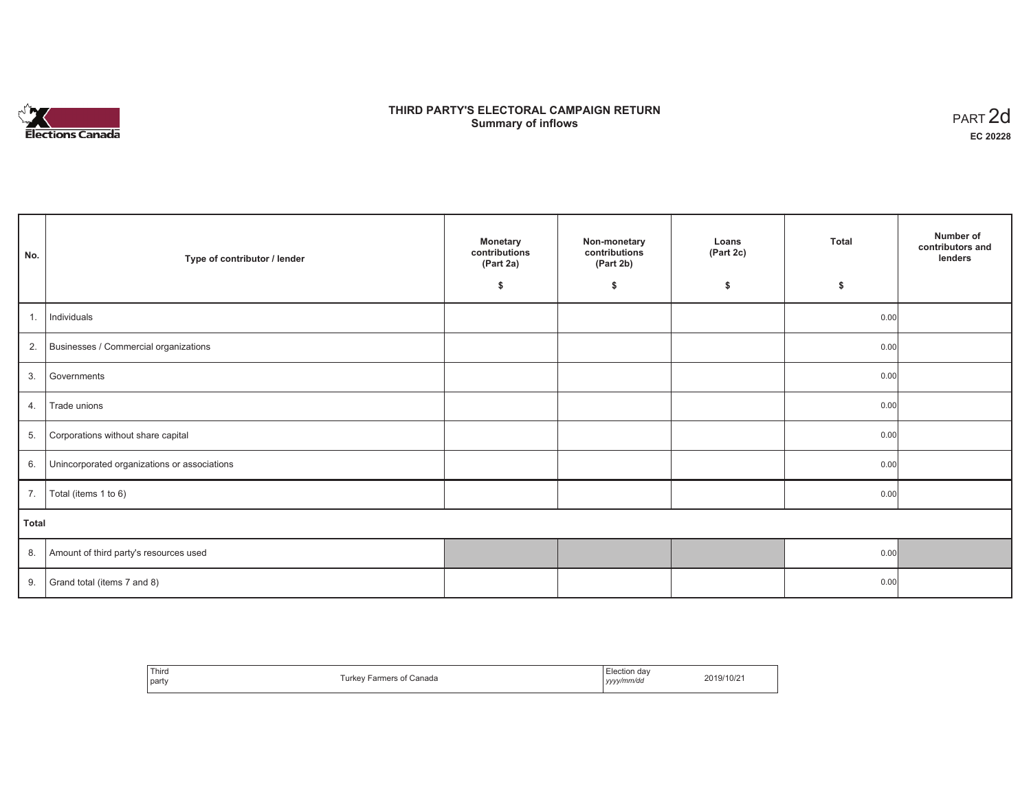# THIRD PARTY'S ELECTORAL CAMPAIGN RETURN
## Summary of inflows

PART 2d
**EC 20228**

| No. | Type of contributor / lender | Monetary contributions (Part 2a) $ | Non-monetary contributions (Part 2b) $ | Loans (Part 2c) $ | Total $ | Number of contributors and lenders |
|---|---|---|---|---|---|---|
| 1. | Individuals | | | | 0.00 | |
| 2. | Businesses / Commercial organizations | | | | 0.00 | |
| 3. | Governments | | | | 0.00 | |
| 4. | Trade unions | | | | 0.00 | |
| 5. | Corporations without share capital | | | | 0.00 | |
| 6. | Unincorporated organizations or associations | | | | 0.00 | |
| 7. | Total (items 1 to 6) | | | | 0.00 | |
| **Total** | | | | | | |
| 8. | Amount of third party's resources used | | | | 0.00 | |
| 9. | Grand total (items 7 and 8) | | | | 0.00 | |

| Third party | Turkey Farmers of Canada | Election day *yyyy/mm/dd* | 2019/10/21 |
|---|---|---|---|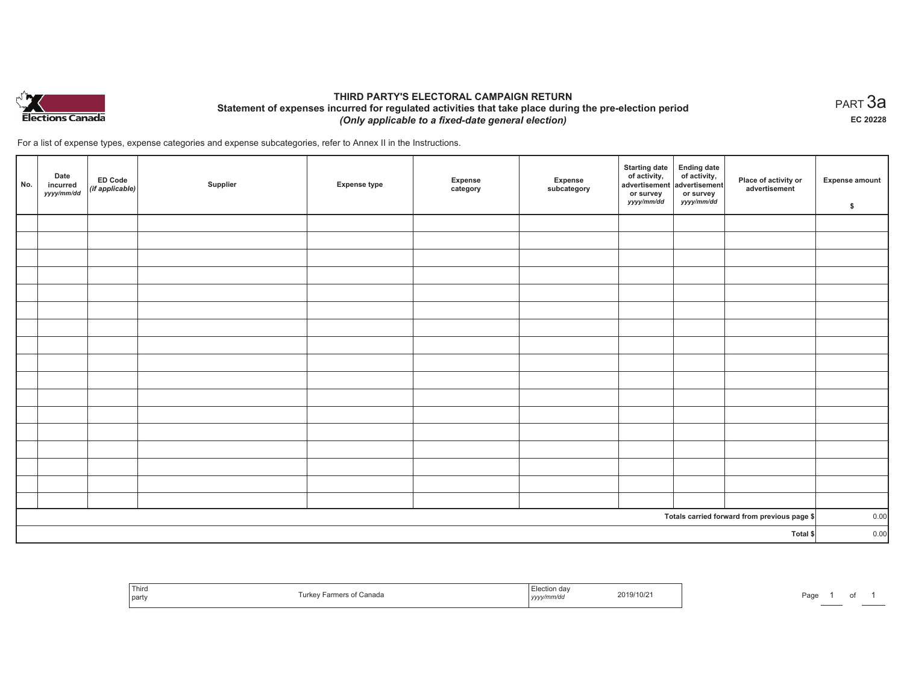Elections Canada

# THIRD PARTY'S ELECTORAL CAMPAIGN RETURN

## Statement of expenses incurred for regulated activities that take place during the pre-election period

*(Only applicable to a fixed-date general election)*

PART 3a

EC 20228

For a list of expense types, expense categories and expense subcategories, refer to Annex II in the Instructions.

| No. | Date incurred *yyyy/mm/dd* | ED Code *(if applicable)* | Supplier | Expense type | Expense category | Expense subcategory | Starting date of activity, advertisement or survey *yyyy/mm/dd* | Ending date of activity, advertisement or survey *yyyy/mm/dd* | Place of activity or advertisement | Expense amount $ |
|---|---|---|---|---|---|---|---|---|---|---|
| | | | | | | | | | | |
| | | | | | | | | | | |
| | | | | | | | | | | |
| | | | | | | | | | | |
| | | | | | | | | | | |
| | | | | | | | | | | |
| | | | | | | | | | | |
| | | | | | | | | | | |
| | | | | | | | | | | |
| | | | | | | | | | | |
| | | | | | | | | | | |
| | | | | | | | | | | |
| | | | | | | | | | | |
| | | | | | | | | | | |
| | | | | | | | | | | |
| | | | | | | | | | | |
| | | | | | | | | | | |
| | | | | | | | | | Totals carried forward from previous page $ | 0.00 |
| | | | | | | | | | Total $ | 0.00 |

| Third party | Turkey Farmers of Canada | Election day *yyyy/mm/dd* | 2019/10/21 |
|---|---|---|---|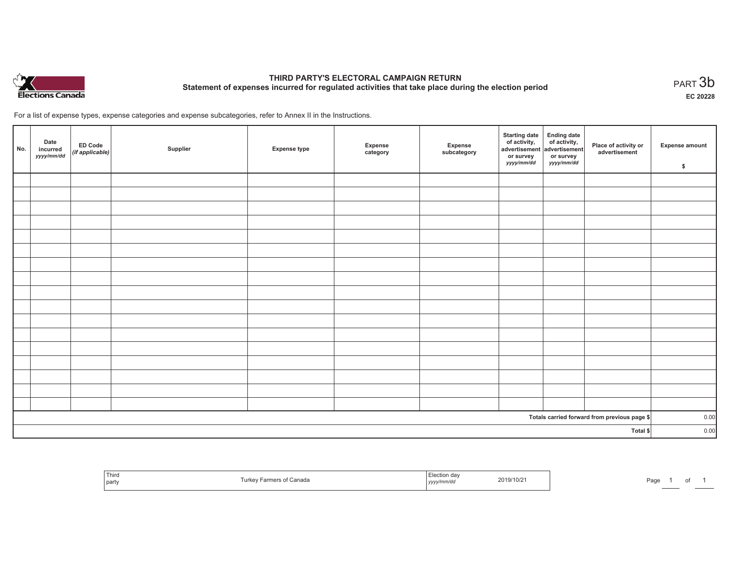# THIRD PARTY'S ELECTORAL CAMPAIGN RETURN

## Statement of expenses incurred for regulated activities that take place during the election period

PART 3b

**EC 20228**

For a list of expense types, expense categories and expense subcategories, refer to Annex II in the Instructions.

| No. | Date incurred *yyyy/mm/dd* | ED Code *(if applicable)* | Supplier | Expense type | Expense category | Expense subcategory | Starting date of activity, advertisement or survey *yyyy/mm/dd* | Ending date of activity, advertisement or survey *yyyy/mm/dd* | Place of activity or advertisement | Expense amount $ |
|---|---|---|---|---|---|---|---|---|---|---|
| | | | | | | | | | | |
| | | | | | | | | | | |
| | | | | | | | | | | |
| | | | | | | | | | | |
| | | | | | | | | | | |
| | | | | | | | | | | |
| | | | | | | | | | | |
| | | | | | | | | | | |
| | | | | | | | | | | |
| | | | | | | | | | | |
| | | | | | | | | | | |
| | | | | | | | | | | |
| | | | | | | | | | | |
| | | | | | | | | | | |
| | | | | | | | | | | |
| | | | | | | | | | | |
| | | | | | | | | | | |
| | | | | | | | | | Totals carried forward from previous page $ | 0.00 |
| | | | | | | | | | Total $ | 0.00 |

| Third party | Turkey Farmers of Canada | Election day *yyyy/mm/dd* | 2019/10/21 |
|---|---|---|---|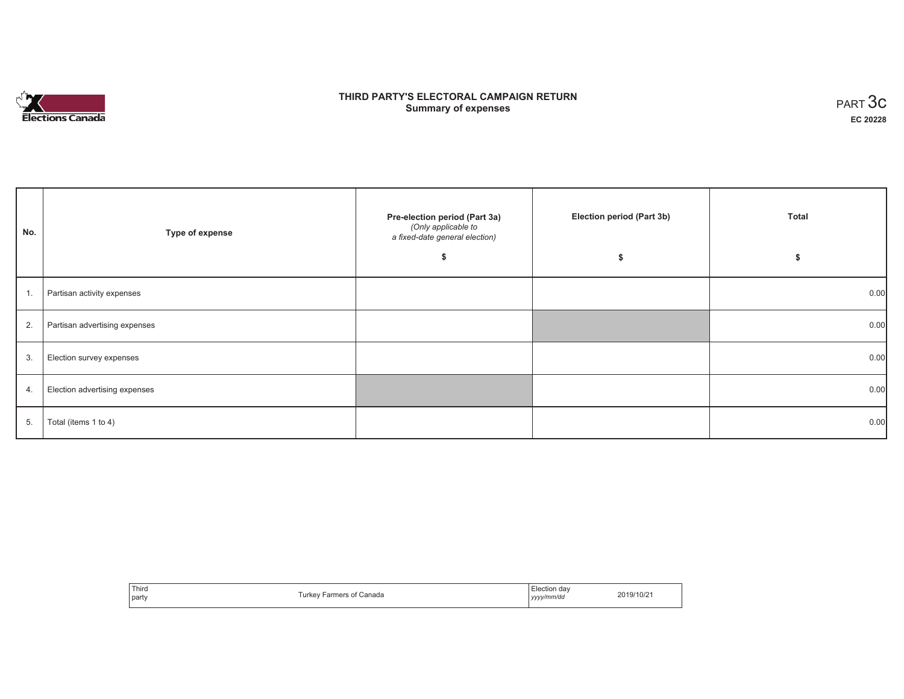Elections Canada

# THIRD PARTY'S ELECTORAL CAMPAIGN RETURN
## Summary of expenses

PART 3c
**EC 20228**

| No. | Type of expense | Pre-election period (Part 3a) *(Only applicable to a fixed-date general election)* $ | Election period (Part 3b) $ | Total $ |
|---|---|---|---|---|
| 1. | Partisan activity expenses | | | 0.00 |
| 2. | Partisan advertising expenses | | | 0.00 |
| 3. | Election survey expenses | | | 0.00 |
| 4. | Election advertising expenses | | | 0.00 |
| 5. | Total (items 1 to 4) | | | 0.00 |

| Third party | Turkey Farmers of Canada | Election day *yyyy/mm/dd* | 2019/10/21 |
|---|---|---|---|